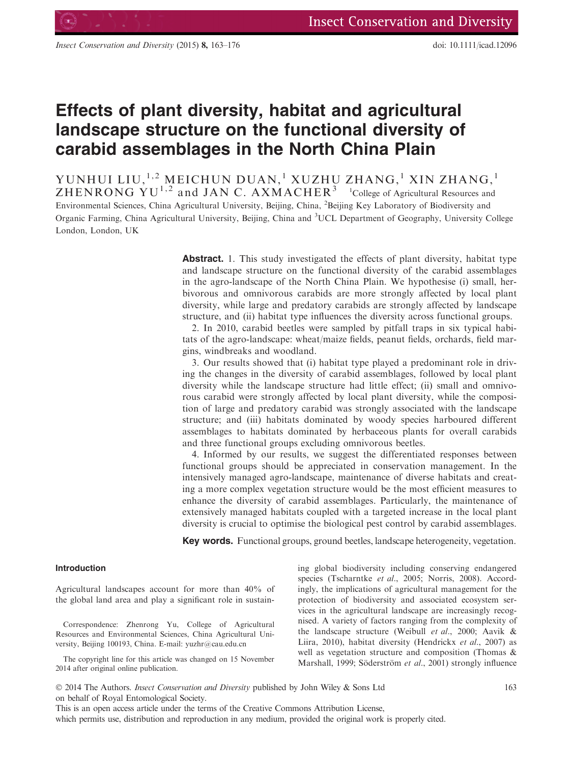# Effects of plant diversity, habitat and agricultural landscape structure on the functional diversity of carabid assemblages in the North China Plain

YUNHUI LIU,[1,2] MEICHUN DUAN,[1] XUZHU ZHANG,[1] XIN ZHANG,[1] ZHENRONG YU[1,2] and JAN C. AXMACHER[3] [1]College of Agricultural Resources and Environmental Sciences, China Agricultural University, Beijing, China, [2]Beijing Key Laboratory of Biodiversity and Organic Farming, China Agricultural University, Beijing, China and [3]UCL Department of Geography, University College London, London, UK

**Abstract.** 1. This study investigated the effects of plant diversity, habitat type and landscape structure on the functional diversity of the carabid assemblages in the agro-landscape of the North China Plain. We hypothesise (i) small, herbivorous and omnivorous carabids are more strongly affected by local plant diversity, while large and predatory carabids are strongly affected by landscape structure, and (ii) habitat type influences the diversity across functional groups.

2. In 2010, carabid beetles were sampled by pitfall traps in six typical habitats of the agro-landscape: wheat/maize fields, peanut fields, orchards, field margins, windbreaks and woodland.

3. Our results showed that (i) habitat type played a predominant role in driving the changes in the diversity of carabid assemblages, followed by local plant diversity while the landscape structure had little effect; (ii) small and omnivorous carabid were strongly affected by local plant diversity, while the composition of large and predatory carabid was strongly associated with the landscape structure; and (iii) habitats dominated by woody species harboured different assemblages to habitats dominated by herbaceous plants for overall carabids and three functional groups excluding omnivorous beetles.

4. Informed by our results, we suggest the differentiated responses between functional groups should be appreciated in conservation management. In the intensively managed agro-landscape, maintenance of diverse habitats and creating a more complex vegetation structure would be the most efficient measures to enhance the diversity of carabid assemblages. Particularly, the maintenance of extensively managed habitats coupled with a targeted increase in the local plant diversity is crucial to optimise the biological pest control by carabid assemblages.

**Key words.** Functional groups, ground beetles, landscape heterogeneity, vegetation.

## Introduction

Agricultural landscapes account for more than 40% of the global land area and play a significant role in sustaining global biodiversity including conserving endangered species (Tscharntke *et al*., 2005; Norris, 2008). Accordingly, the implications of agricultural management for the protection of biodiversity and associated ecosystem services in the agricultural landscape are increasingly recognised. A variety of factors ranging from the complexity of the landscape structure (Weibull *et al*., 2000; Aavik & Liira, 2010), habitat diversity (Hendrickx *et al*., 2007) as well as vegetation structure and composition (Thomas & Marshall, 1999; Söderström *et al*., 2001) strongly influence

Correspondence: Zhenrong Yu, College of Agricultural Resources and Environmental Sciences, China Agricultural University, Beijing 100193, China. E-mail: yuzhr@cau.edu.cn

The copyright line for this article was changed on 15 November 2014 after original online publication.

© 2014 The Authors. *Insect Conservation and Diversity* published by John Wiley & Sons Ltd on behalf of Royal Entomological Society.
This is an open access article under the terms of the Creative Commons Attribution License, which permits use, distribution and reproduction in any medium, provided the original work is properly cited.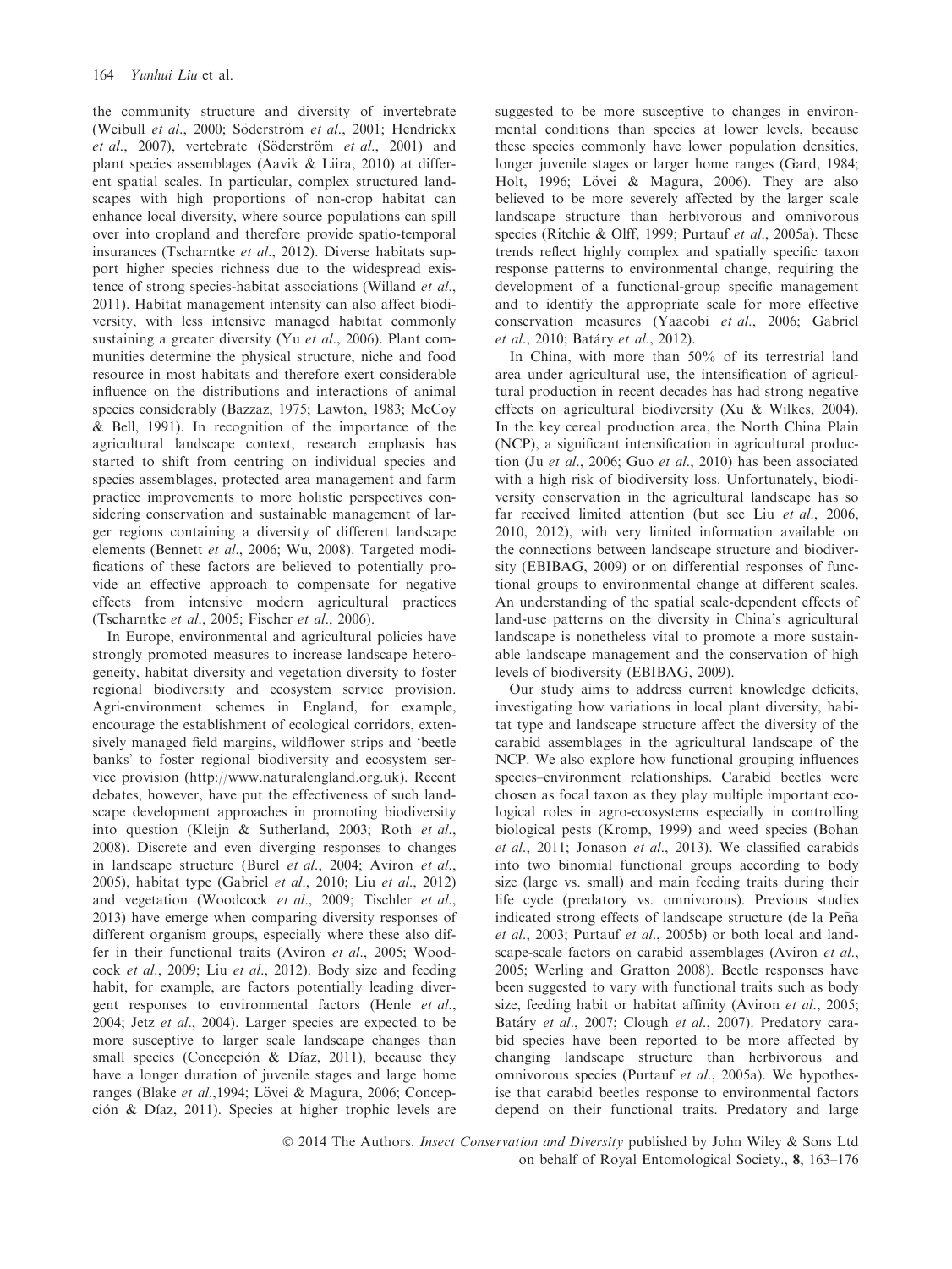the community structure and diversity of invertebrate (Weibull *et al*., 2000; Söderström *et al*., 2001; Hendrickx *et al*., 2007), vertebrate (Söderström *et al*., 2001) and plant species assemblages (Aavik & Liira, 2010) at different spatial scales. In particular, complex structured landscapes with high proportions of non-crop habitat can enhance local diversity, where source populations can spill over into cropland and therefore provide spatio-temporal insurances (Tscharntke *et al*., 2012). Diverse habitats support higher species richness due to the widespread existence of strong species-habitat associations (Willand *et al*., 2011). Habitat management intensity can also affect biodiversity, with less intensive managed habitat commonly sustaining a greater diversity (Yu *et al*., 2006). Plant communities determine the physical structure, niche and food resource in most habitats and therefore exert considerable influence on the distributions and interactions of animal species considerably (Bazzaz, 1975; Lawton, 1983; McCoy & Bell, 1991). In recognition of the importance of the agricultural landscape context, research emphasis has started to shift from centring on individual species and species assemblages, protected area management and farm practice improvements to more holistic perspectives considering conservation and sustainable management of larger regions containing a diversity of different landscape elements (Bennett *et al*., 2006; Wu, 2008). Targeted modifications of these factors are believed to potentially provide an effective approach to compensate for negative effects from intensive modern agricultural practices (Tscharntke *et al*., 2005; Fischer *et al*., 2006).

In Europe, environmental and agricultural policies have strongly promoted measures to increase landscape heterogeneity, habitat diversity and vegetation diversity to foster regional biodiversity and ecosystem service provision. Agri-environment schemes in England, for example, encourage the establishment of ecological corridors, extensively managed field margins, wildflower strips and 'beetle banks' to foster regional biodiversity and ecosystem service provision (http://www.naturalengland.org.uk). Recent debates, however, have put the effectiveness of such landscape development approaches in promoting biodiversity into question (Kleijn & Sutherland, 2003; Roth *et al*., 2008). Discrete and even diverging responses to changes in landscape structure (Burel *et al*., 2004; Aviron *et al*., 2005), habitat type (Gabriel *et al*., 2010; Liu *et al*., 2012) and vegetation (Woodcock *et al*., 2009; Tischler *et al*., 2013) have emerge when comparing diversity responses of different organism groups, especially where these also differ in their functional traits (Aviron *et al*., 2005; Woodcock *et al*., 2009; Liu *et al*., 2012). Body size and feeding habit, for example, are factors potentially leading divergent responses to environmental factors (Henle *et al*., 2004; Jetz *et al*., 2004). Larger species are expected to be more susceptive to larger scale landscape changes than small species (Concepción & Díaz, 2011), because they have a longer duration of juvenile stages and large home ranges (Blake *et al*.,1994; Lövei & Magura, 2006; Concepción & Díaz, 2011). Species at higher trophic levels are suggested to be more susceptive to changes in environmental conditions than species at lower levels, because these species commonly have lower population densities, longer juvenile stages or larger home ranges (Gard, 1984; Holt, 1996; Lövei & Magura, 2006). They are also believed to be more severely affected by the larger scale landscape structure than herbivorous and omnivorous species (Ritchie & Olff, 1999; Purtauf *et al*., 2005a). These trends reflect highly complex and spatially specific taxon response patterns to environmental change, requiring the development of a functional-group specific management and to identify the appropriate scale for more effective conservation measures (Yaacobi *et al*., 2006; Gabriel *et al*., 2010; Batáry *et al*., 2012).

In China, with more than 50% of its terrestrial land area under agricultural use, the intensification of agricultural production in recent decades has had strong negative effects on agricultural biodiversity (Xu & Wilkes, 2004). In the key cereal production area, the North China Plain (NCP), a significant intensification in agricultural production (Ju *et al*., 2006; Guo *et al*., 2010) has been associated with a high risk of biodiversity loss. Unfortunately, biodiversity conservation in the agricultural landscape has so far received limited attention (but see Liu *et al*., 2006, 2010, 2012), with very limited information available on the connections between landscape structure and biodiversity (EBIBAG, 2009) or on differential responses of functional groups to environmental change at different scales. An understanding of the spatial scale-dependent effects of land-use patterns on the diversity in China's agricultural landscape is nonetheless vital to promote a more sustainable landscape management and the conservation of high levels of biodiversity (EBIBAG, 2009).

Our study aims to address current knowledge deficits, investigating how variations in local plant diversity, habitat type and landscape structure affect the diversity of the carabid assemblages in the agricultural landscape of the NCP. We also explore how functional grouping influences species–environment relationships. Carabid beetles were chosen as focal taxon as they play multiple important ecological roles in agro-ecosystems especially in controlling biological pests (Kromp, 1999) and weed species (Bohan *et al*., 2011; Jonason *et al*., 2013). We classified carabids into two binomial functional groups according to body size (large vs. small) and main feeding traits during their life cycle (predatory vs. omnivorous). Previous studies indicated strong effects of landscape structure (de la Peña *et al*., 2003; Purtauf *et al*., 2005b) or both local and landscape-scale factors on carabid assemblages (Aviron *et al*., 2005; Werling and Gratton 2008). Beetle responses have been suggested to vary with functional traits such as body size, feeding habit or habitat affinity (Aviron *et al*., 2005; Batáry *et al*., 2007; Clough *et al*., 2007). Predatory carabid species have been reported to be more affected by changing landscape structure than herbivorous and omnivorous species (Purtauf *et al*., 2005a). We hypothesise that carabid beetles response to environmental factors depend on their functional traits. Predatory and large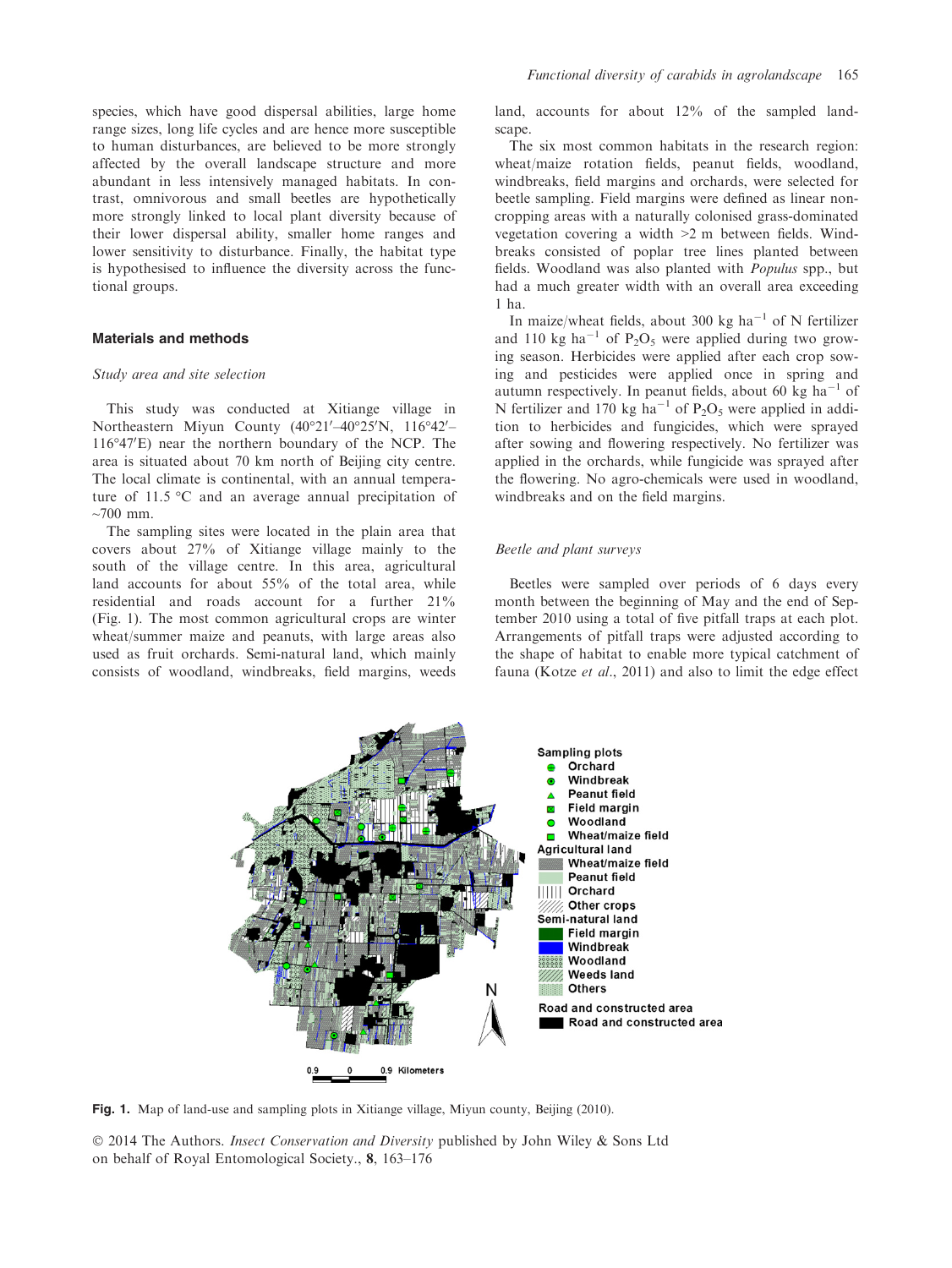species, which have good dispersal abilities, large home range sizes, long life cycles and are hence more susceptible to human disturbances, are believed to be more strongly affected by the overall landscape structure and more abundant in less intensively managed habitats. In contrast, omnivorous and small beetles are hypothetically more strongly linked to local plant diversity because of their lower dispersal ability, smaller home ranges and lower sensitivity to disturbance. Finally, the habitat type is hypothesised to influence the diversity across the functional groups.

## Materials and methods

### *Study area and site selection*

This study was conducted at Xitiange village in Northeastern Miyun County (40°21′–40°25′N, 116°42′–116°47′E) near the northern boundary of the NCP. The area is situated about 70 km north of Beijing city centre. The local climate is continental, with an annual temperature of 11.5 °C and an average annual precipitation of ~700 mm.

The sampling sites were located in the plain area that covers about 27% of Xitiange village mainly to the south of the village centre. In this area, agricultural land accounts for about 55% of the total area, while residential and roads account for a further 21% (Fig. 1). The most common agricultural crops are winter wheat/summer maize and peanuts, with large areas also used as fruit orchards. Semi-natural land, which mainly consists of woodland, windbreaks, field margins, weeds land, accounts for about 12% of the sampled landscape.

The six most common habitats in the research region: wheat/maize rotation fields, peanut fields, woodland, windbreaks, field margins and orchards, were selected for beetle sampling. Field margins were defined as linear non-cropping areas with a naturally colonised grass-dominated vegetation covering a width >2 m between fields. Windbreaks consisted of poplar tree lines planted between fields. Woodland was also planted with *Populus* spp., but had a much greater width with an overall area exceeding 1 ha.

In maize/wheat fields, about 300 kg ha$^{-1}$ of N fertilizer and 110 kg ha$^{-1}$ of $P_2O_5$ were applied during two growing season. Herbicides were applied after each crop sowing and pesticides were applied once in spring and autumn respectively. In peanut fields, about 60 kg ha$^{-1}$ of N fertilizer and 170 kg ha$^{-1}$ of $P_2O_5$ were applied in addition to herbicides and fungicides, which were sprayed after sowing and flowering respectively. No fertilizer was applied in the orchards, while fungicide was sprayed after the flowering. No agro-chemicals were used in woodland, windbreaks and on the field margins.

### *Beetle and plant surveys*

Beetles were sampled over periods of 6 days every month between the beginning of May and the end of September 2010 using a total of five pitfall traps at each plot. Arrangements of pitfall traps were adjusted according to the shape of habitat to enable more typical catchment of fauna (Kotze *et al*., 2011) and also to limit the edge effect

**Fig. 1.** Map of land-use and sampling plots in Xitiange village, Miyun county, Beijing (2010).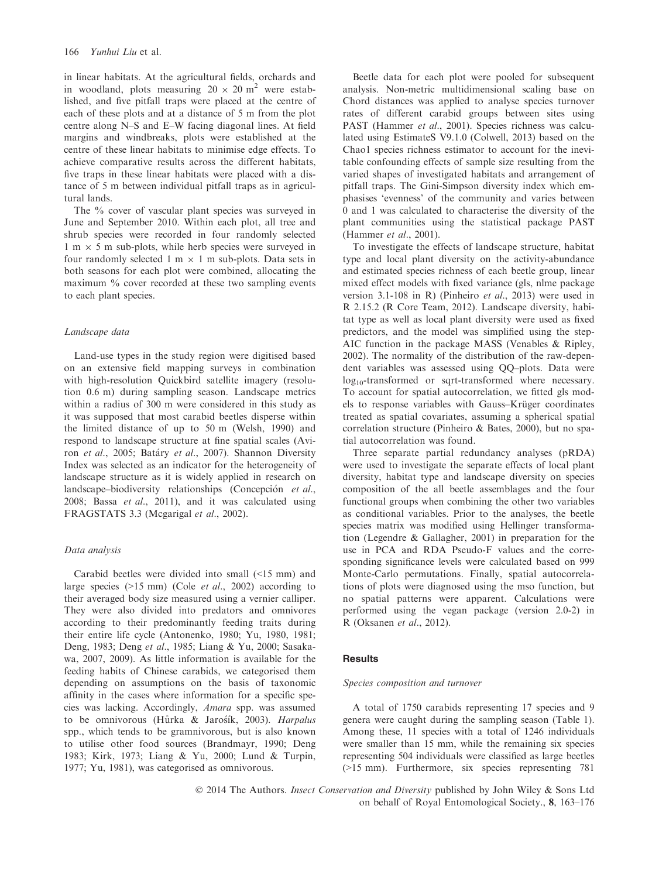in linear habitats. At the agricultural fields, orchards and in woodland, plots measuring $20 \times 20$ m$^2$ were established, and five pitfall traps were placed at the centre of each of these plots and at a distance of 5 m from the plot centre along N–S and E–W facing diagonal lines. At field margins and windbreaks, plots were established at the centre of these linear habitats to minimise edge effects. To achieve comparative results across the different habitats, five traps in these linear habitats were placed with a distance of 5 m between individual pitfall traps as in agricultural lands.

The % cover of vascular plant species was surveyed in June and September 2010. Within each plot, all tree and shrub species were recorded in four randomly selected 1 m $\times$ 5 m sub-plots, while herb species were surveyed in four randomly selected 1 m $\times$ 1 m sub-plots. Data sets in both seasons for each plot were combined, allocating the maximum % cover recorded at these two sampling events to each plant species.

### Landscape data

Land-use types in the study region were digitised based on an extensive field mapping surveys in combination with high-resolution Quickbird satellite imagery (resolution 0.6 m) during sampling season. Landscape metrics within a radius of 300 m were considered in this study as it was supposed that most carabid beetles disperse within the limited distance of up to 50 m (Welsh, 1990) and respond to landscape structure at fine spatial scales (Aviron *et al*., 2005; Batáry *et al*., 2007). Shannon Diversity Index was selected as an indicator for the heterogeneity of landscape structure as it is widely applied in research on landscape–biodiversity relationships (Concepción *et al*., 2008; Bassa *et al*., 2011), and it was calculated using FRAGSTATS 3.3 (Mcgarigal *et al*., 2002).

### Data analysis

Carabid beetles were divided into small (<15 mm) and large species (>15 mm) (Cole *et al*., 2002) according to their averaged body size measured using a vernier calliper. They were also divided into predators and omnivores according to their predominantly feeding traits during their entire life cycle (Antonenko, 1980; Yu, 1980, 1981; Deng, 1983; Deng *et al*., 1985; Liang & Yu, 2000; Sasakawa, 2007, 2009). As little information is available for the feeding habits of Chinese carabids, we categorised them depending on assumptions on the basis of taxonomic affinity in the cases where information for a specific species was lacking. Accordingly, *Amara* spp. was assumed to be omnivorous (Hůrka & Jarošík, 2003). *Harpalus* spp., which tends to be gramnivorous, but is also known to utilise other food sources (Brandmayr, 1990; Deng 1983; Kirk, 1973; Liang & Yu, 2000; Lund & Turpin, 1977; Yu, 1981), was categorised as omnivorous.

Beetle data for each plot were pooled for subsequent analysis. Non-metric multidimensional scaling base on Chord distances was applied to analyse species turnover rates of different carabid groups between sites using PAST (Hammer *et al*., 2001). Species richness was calculated using EstimateS V9.1.0 (Colwell, 2013) based on the Chao1 species richness estimator to account for the inevitable confounding effects of sample size resulting from the varied shapes of investigated habitats and arrangement of pitfall traps. The Gini-Simpson diversity index which emphasises 'evenness' of the community and varies between 0 and 1 was calculated to characterise the diversity of the plant communities using the statistical package PAST (Hammer *et al*., 2001).

To investigate the effects of landscape structure, habitat type and local plant diversity on the activity-abundance and estimated species richness of each beetle group, linear mixed effect models with fixed variance (gls, nlme package version 3.1-108 in R) (Pinheiro *et al*., 2013) were used in R 2.15.2 (R Core Team, 2012). Landscape diversity, habitat type as well as local plant diversity were used as fixed predictors, and the model was simplified using the step-AIC function in the package MASS (Venables & Ripley, 2002). The normality of the distribution of the raw-dependent variables was assessed using QQ–plots. Data were $\log_{10}$-transformed or sqrt-transformed where necessary. To account for spatial autocorrelation, we fitted gls models to response variables with Gauss–Krüger coordinates treated as spatial covariates, assuming a spherical spatial correlation structure (Pinheiro & Bates, 2000), but no spatial autocorrelation was found.

Three separate partial redundancy analyses (pRDA) were used to investigate the separate effects of local plant diversity, habitat type and landscape diversity on species composition of the all beetle assemblages and the four functional groups when combining the other two variables as conditional variables. Prior to the analyses, the beetle species matrix was modified using Hellinger transformation (Legendre & Gallagher, 2001) in preparation for the use in PCA and RDA Pseudo-F values and the corresponding significance levels were calculated based on 999 Monte-Carlo permutations. Finally, spatial autocorrelations of plots were diagnosed using the mso function, but no spatial patterns were apparent. Calculations were performed using the vegan package (version 2.0-2) in R (Oksanen *et al*., 2012).

## Results

### Species composition and turnover

A total of 1750 carabids representing 17 species and 9 genera were caught during the sampling season (Table 1). Among these, 11 species with a total of 1246 individuals were smaller than 15 mm, while the remaining six species representing 504 individuals were classified as large beetles (>15 mm). Furthermore, six species representing 781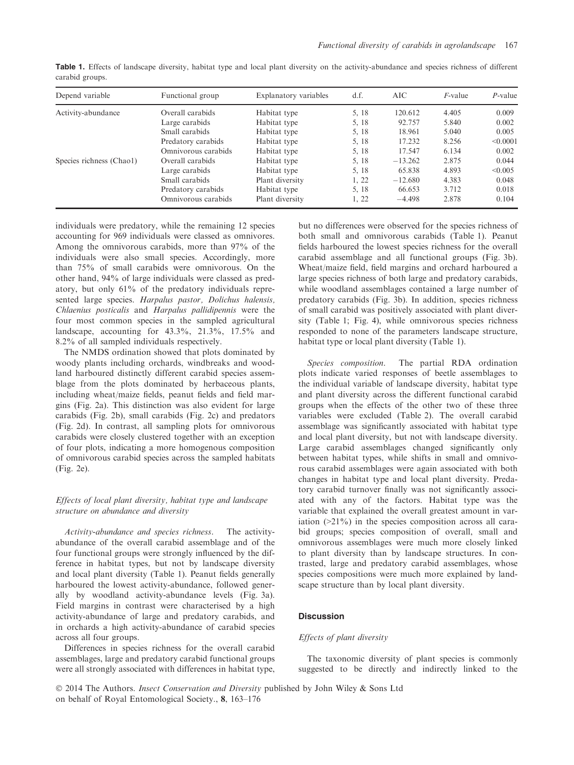**Table 1.** Effects of landscape diversity, habitat type and local plant diversity on the activity-abundance and species richness of different carabid groups.

| Depend variable | Functional group | Explanatory variables | d.f. | AIC | F-value | P-value |
|---|---|---|---|---|---|---|
| Activity-abundance | Overall carabids | Habitat type | 5, 18 | 120.612 | 4.405 | 0.009 |
| | Large carabids | Habitat type | 5, 18 | 92.757 | 5.840 | 0.002 |
| | Small carabids | Habitat type | 5, 18 | 18.961 | 5.040 | 0.005 |
| | Predatory carabids | Habitat type | 5, 18 | 17.232 | 8.256 | <0.0001 |
| | Omnivorous carabids | Habitat type | 5, 18 | 17.547 | 6.134 | 0.002 |
| Species richness (Chao1) | Overall carabids | Habitat type | 5, 18 | −13.262 | 2.875 | 0.044 |
| | Large carabids | Habitat type | 5, 18 | 65.838 | 4.893 | <0.005 |
| | Small carabids | Plant diversity | 1, 22 | −12.680 | 4.383 | 0.048 |
| | Predatory carabids | Habitat type | 5, 18 | 66.653 | 3.712 | 0.018 |
| | Omnivorous carabids | Plant diversity | 1, 22 | −4.498 | 2.878 | 0.104 |

individuals were predatory, while the remaining 12 species accounting for 969 individuals were classed as omnivores. Among the omnivorous carabids, more than 97% of the individuals were also small species. Accordingly, more than 75% of small carabids were omnivorous. On the other hand, 94% of large individuals were classed as predatory, but only 61% of the predatory individuals represented large species. *Harpalus pastor*, *Dolichus halensis*, *Chlaenius posticalis* and *Harpalus pallidipennis* were the four most common species in the sampled agricultural landscape, accounting for 43.3%, 21.3%, 17.5% and 8.2% of all sampled individuals respectively.

The NMDS ordination showed that plots dominated by woody plants including orchards, windbreaks and woodland harboured distinctly different carabid species assemblage from the plots dominated by herbaceous plants, including wheat/maize fields, peanut fields and field margins (Fig. 2a). This distinction was also evident for large carabids (Fig. 2b), small carabids (Fig. 2c) and predators (Fig. 2d). In contrast, all sampling plots for omnivorous carabids were closely clustered together with an exception of four plots, indicating a more homogenous composition of omnivorous carabid species across the sampled habitats (Fig. 2e).

### *Effects of local plant diversity, habitat type and landscape structure on abundance and diversity*

*Activity-abundance and species richness.* The activity-abundance of the overall carabid assemblage and of the four functional groups were strongly influenced by the difference in habitat types, but not by landscape diversity and local plant diversity (Table 1). Peanut fields generally harboured the lowest activity-abundance, followed generally by woodland activity-abundance levels (Fig. 3a). Field margins in contrast were characterised by a high activity-abundance of large and predatory carabids, and in orchards a high activity-abundance of carabid species across all four groups.

Differences in species richness for the overall carabid assemblages, large and predatory carabid functional groups were all strongly associated with differences in habitat type, but no differences were observed for the species richness of both small and omnivorous carabids (Table 1). Peanut fields harboured the lowest species richness for the overall carabid assemblage and all functional groups (Fig. 3b). Wheat/maize field, field margins and orchard harboured a large species richness of both large and predatory carabids, while woodland assemblages contained a large number of predatory carabids (Fig. 3b). In addition, species richness of small carabid was positively associated with plant diversity (Table 1; Fig. 4), while omnivorous species richness responded to none of the parameters landscape structure, habitat type or local plant diversity (Table 1).

*Species composition.* The partial RDA ordination plots indicate varied responses of beetle assemblages to the individual variable of landscape diversity, habitat type and plant diversity across the different functional carabid groups when the effects of the other two of these three variables were excluded (Table 2). The overall carabid assemblage was significantly associated with habitat type and local plant diversity, but not with landscape diversity. Large carabid assemblages changed significantly only between habitat types, while shifts in small and omnivorous carabid assemblages were again associated with both changes in habitat type and local plant diversity. Predatory carabid turnover finally was not significantly associated with any of the factors. Habitat type was the variable that explained the overall greatest amount in variation (>21%) in the species composition across all carabid groups; species composition of overall, small and omnivorous assemblages were much more closely linked to plant diversity than by landscape structures. In contrasted, large and predatory carabid assemblages, whose species compositions were much more explained by landscape structure than by local plant diversity.

## Discussion

### *Effects of plant diversity*

The taxonomic diversity of plant species is commonly suggested to be directly and indirectly linked to the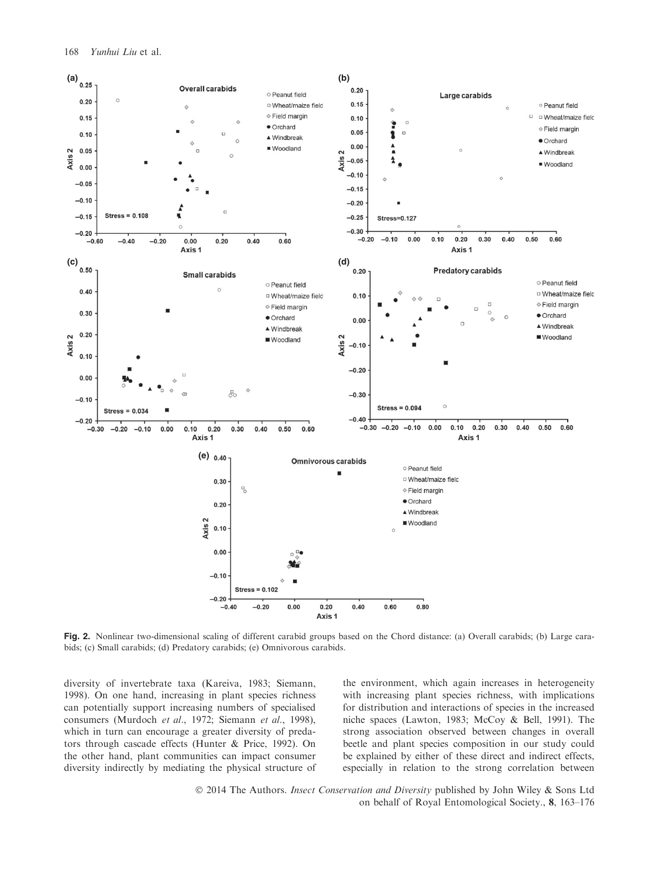**Fig. 2.** Nonlinear two-dimensional scaling of different carabid groups based on the Chord distance: (a) Overall carabids; (b) Large carabids; (c) Small carabids; (d) Predatory carabids; (e) Omnivorous carabids.

diversity of invertebrate taxa (Kareiva, 1983; Siemann, 1998). On one hand, increasing in plant species richness can potentially support increasing numbers of specialised consumers (Murdoch *et al*., 1972; Siemann *et al*., 1998), which in turn can encourage a greater diversity of predators through cascade effects (Hunter & Price, 1992). On the other hand, plant communities can impact consumer diversity indirectly by mediating the physical structure of the environment, which again increases in heterogeneity with increasing plant species richness, with implications for distribution and interactions of species in the increased niche spaces (Lawton, 1983; McCoy & Bell, 1991). The strong association observed between changes in overall beetle and plant species composition in our study could be explained by either of these direct and indirect effects, especially in relation to the strong correlation between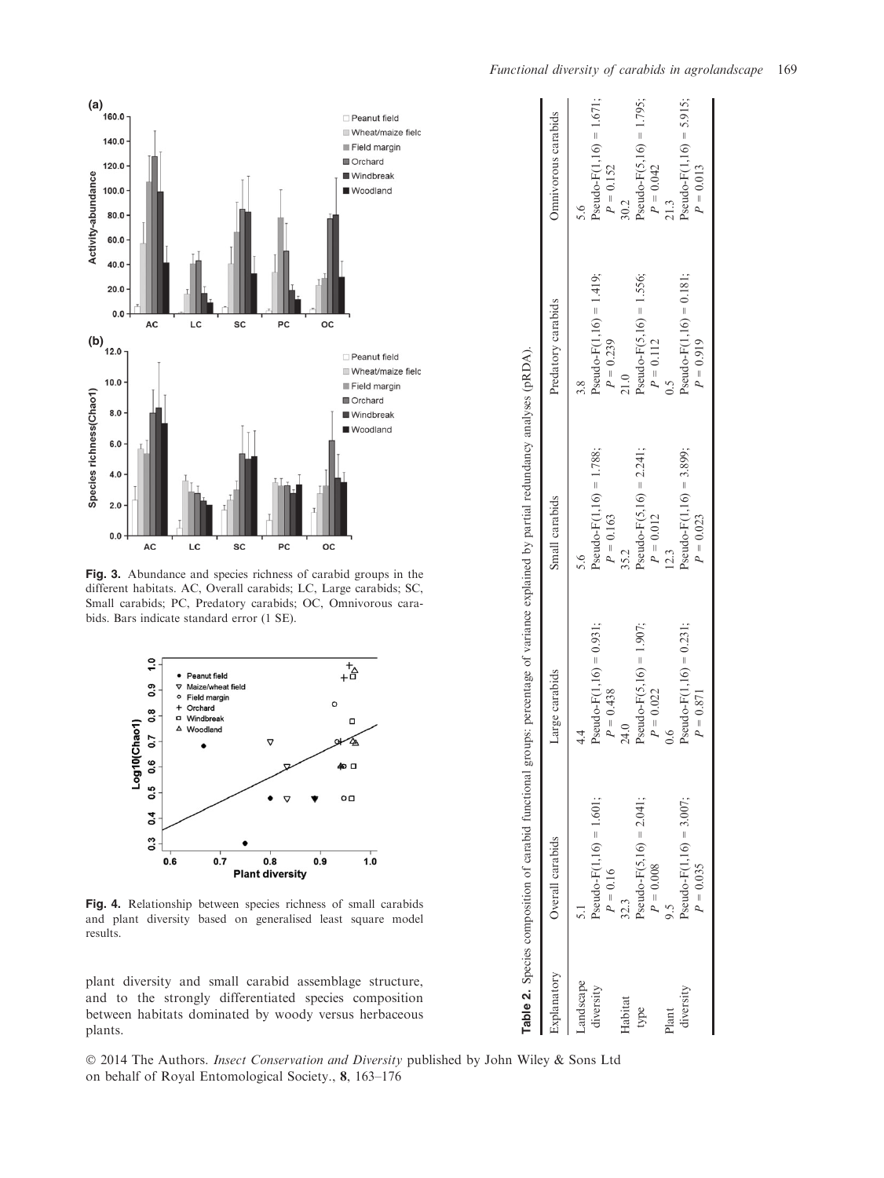**Fig. 3.** Abundance and species richness of carabid groups in the different habitats. AC, Overall carabids; LC, Large carabids; SC, Small carabids; PC, Predatory carabids; OC, Omnivorous carabids. Bars indicate standard error (1 SE).

**Fig. 4.** Relationship between species richness of small carabids and plant diversity based on generalised least square model results.

plant diversity and small carabid assemblage structure, and to the strongly differentiated species composition between habitats dominated by woody versus herbaceous plants.

**Table 2.** Species composition of carabid functional groups: percentage of variance explained by partial redundancy analyses (pRDA).

| Explanatory | Overall carabids | Large carabids | Small carabids | Predatory carabids | Omnivorous carabids |
|---|---|---|---|---|---|
| Landscape diversity | 5.1<br>Pseudo-$F(1,16) = 1.601$;<br>$P = 0.16$ | 4.4<br>Pseudo-$F(1,16) = 0.931$;<br>$P = 0.438$ | 5.6<br>Pseudo-$F(1,16) = 1.788$;<br>$P = 0.163$ | 3.8<br>Pseudo-$F(1,16) = 1.419$;<br>$P = 0.239$ | 5.6<br>Pseudo-$F(1,16) = 1.671$;<br>$P = 0.152$ |
| Habitat type | 32.3<br>Pseudo-$F(5,16) = 2.041$;<br>$P = 0.008$ | 24.0<br>Pseudo-$F(5,16) = 1.907$;<br>$P = 0.022$ | 35.2<br>Pseudo-$F(5,16) = 2.241$;<br>$P = 0.012$ | 21.0<br>Pseudo-$F(5,16) = 1.556$;<br>$P = 0.112$ | 30.2<br>Pseudo-$F(5,16) = 1.795$;<br>$P = 0.042$ |
| Plant diversity | 9.5<br>Pseudo-$F(1,16) = 3.007$;<br>$P = 0.035$ | 0.6<br>Pseudo-$F(1,16) = 0.231$;<br>$P = 0.871$ | 12.3<br>Pseudo-$F(1,16) = 3.899$;<br>$P = 0.023$ | 0.5<br>Pseudo-$F(1,16) = 0.181$;<br>$P = 0.919$ | 21.3<br>Pseudo-$F(1,16) = 5.915$;<br>$P = 0.013$ |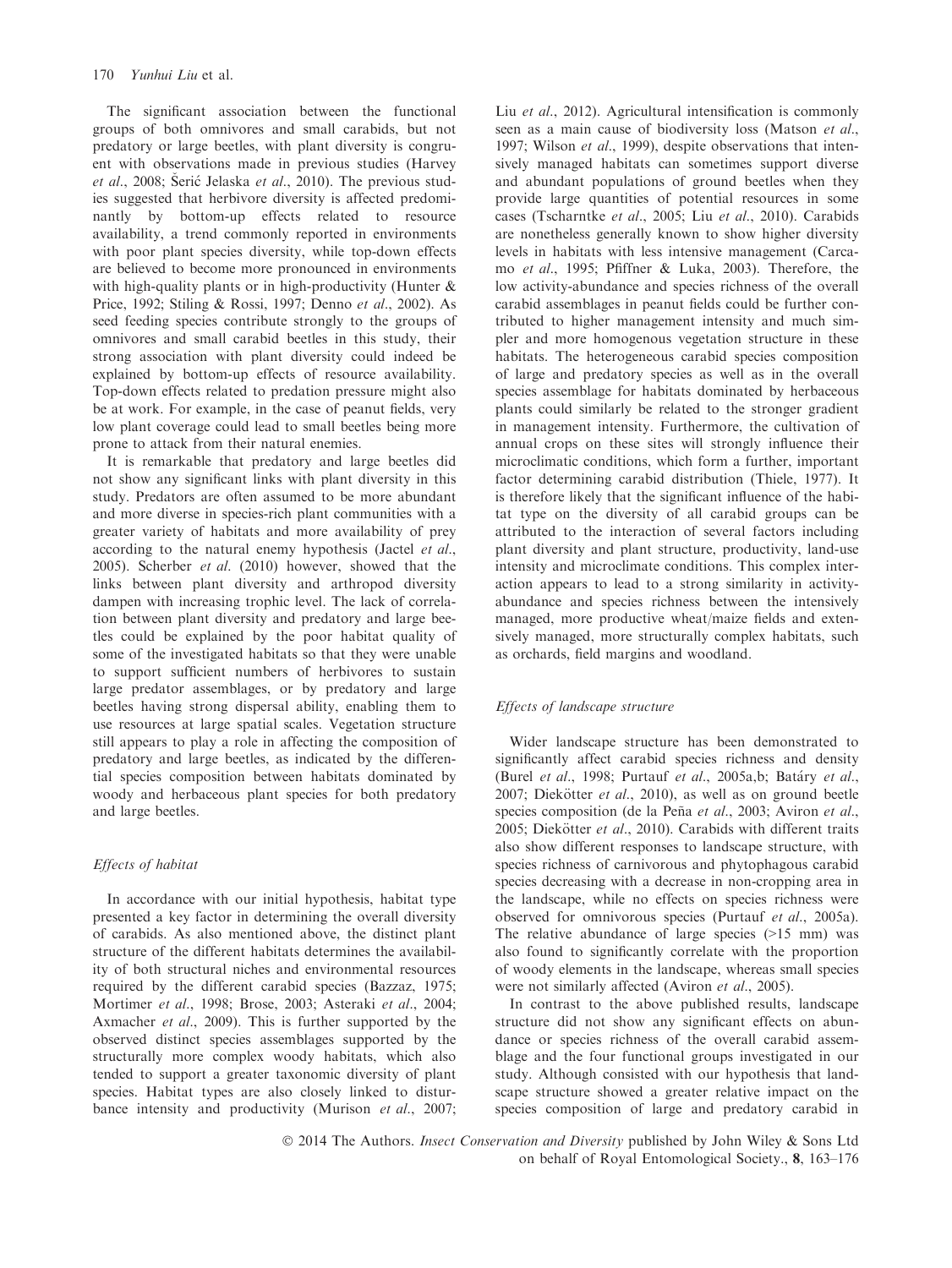The significant association between the functional groups of both omnivores and small carabids, but not predatory or large beetles, with plant diversity is congruent with observations made in previous studies (Harvey *et al.*, 2008; Šerić Jelaska *et al.*, 2010). The previous studies suggested that herbivore diversity is affected predominantly by bottom-up effects related to resource availability, a trend commonly reported in environments with poor plant species diversity, while top-down effects are believed to become more pronounced in environments with high-quality plants or in high-productivity (Hunter & Price, 1992; Stiling & Rossi, 1997; Denno *et al.*, 2002). As seed feeding species contribute strongly to the groups of omnivores and small carabid beetles in this study, their strong association with plant diversity could indeed be explained by bottom-up effects of resource availability. Top-down effects related to predation pressure might also be at work. For example, in the case of peanut fields, very low plant coverage could lead to small beetles being more prone to attack from their natural enemies.

It is remarkable that predatory and large beetles did not show any significant links with plant diversity in this study. Predators are often assumed to be more abundant and more diverse in species-rich plant communities with a greater variety of habitats and more availability of prey according to the natural enemy hypothesis (Jactel *et al.*, 2005). Scherber *et al.* (2010) however, showed that the links between plant diversity and arthropod diversity dampen with increasing trophic level. The lack of correlation between plant diversity and predatory and large beetles could be explained by the poor habitat quality of some of the investigated habitats so that they were unable to support sufficient numbers of herbivores to sustain large predator assemblages, or by predatory and large beetles having strong dispersal ability, enabling them to use resources at large spatial scales. Vegetation structure still appears to play a role in affecting the composition of predatory and large beetles, as indicated by the differential species composition between habitats dominated by woody and herbaceous plant species for both predatory and large beetles.

### *Effects of habitat*

In accordance with our initial hypothesis, habitat type presented a key factor in determining the overall diversity of carabids. As also mentioned above, the distinct plant structure of the different habitats determines the availability of both structural niches and environmental resources required by the different carabid species (Bazzaz, 1975; Mortimer *et al.*, 1998; Brose, 2003; Asteraki *et al.*, 2004; Axmacher *et al.*, 2009). This is further supported by the observed distinct species assemblages supported by the structurally more complex woody habitats, which also tended to support a greater taxonomic diversity of plant species. Habitat types are also closely linked to disturbance intensity and productivity (Murison *et al.*, 2007; Liu *et al.*, 2012). Agricultural intensification is commonly seen as a main cause of biodiversity loss (Matson *et al.*, 1997; Wilson *et al.*, 1999), despite observations that intensively managed habitats can sometimes support diverse and abundant populations of ground beetles when they provide large quantities of potential resources in some cases (Tscharntke *et al.*, 2005; Liu *et al.*, 2010). Carabids are nonetheless generally known to show higher diversity levels in habitats with less intensive management (Carcamo *et al.*, 1995; Pfiffner & Luka, 2003). Therefore, the low activity-abundance and species richness of the overall carabid assemblages in peanut fields could be further contributed to higher management intensity and much simpler and more homogenous vegetation structure in these habitats. The heterogeneous carabid species composition of large and predatory species as well as in the overall species assemblage for habitats dominated by herbaceous plants could similarly be related to the stronger gradient in management intensity. Furthermore, the cultivation of annual crops on these sites will strongly influence their microclimatic conditions, which form a further, important factor determining carabid distribution (Thiele, 1977). It is therefore likely that the significant influence of the habitat type on the diversity of all carabid groups can be attributed to the interaction of several factors including plant diversity and plant structure, productivity, land-use intensity and microclimate conditions. This complex interaction appears to lead to a strong similarity in activity-abundance and species richness between the intensively managed, more productive wheat/maize fields and extensively managed, more structurally complex habitats, such as orchards, field margins and woodland.

### *Effects of landscape structure*

Wider landscape structure has been demonstrated to significantly affect carabid species richness and density (Burel *et al.*, 1998; Purtauf *et al.*, 2005a,b; Batáry *et al.*, 2007; Diekötter *et al.*, 2010), as well as on ground beetle species composition (de la Peña *et al.*, 2003; Aviron *et al.*, 2005; Diekötter *et al.*, 2010). Carabids with different traits also show different responses to landscape structure, with species richness of carnivorous and phytophagous carabid species decreasing with a decrease in non-cropping area in the landscape, while no effects on species richness were observed for omnivorous species (Purtauf *et al.*, 2005a). The relative abundance of large species (>15 mm) was also found to significantly correlate with the proportion of woody elements in the landscape, whereas small species were not similarly affected (Aviron *et al.*, 2005).

In contrast to the above published results, landscape structure did not show any significant effects on abundance or species richness of the overall carabid assemblage and the four functional groups investigated in our study. Although consisted with our hypothesis that landscape structure showed a greater relative impact on the species composition of large and predatory carabid in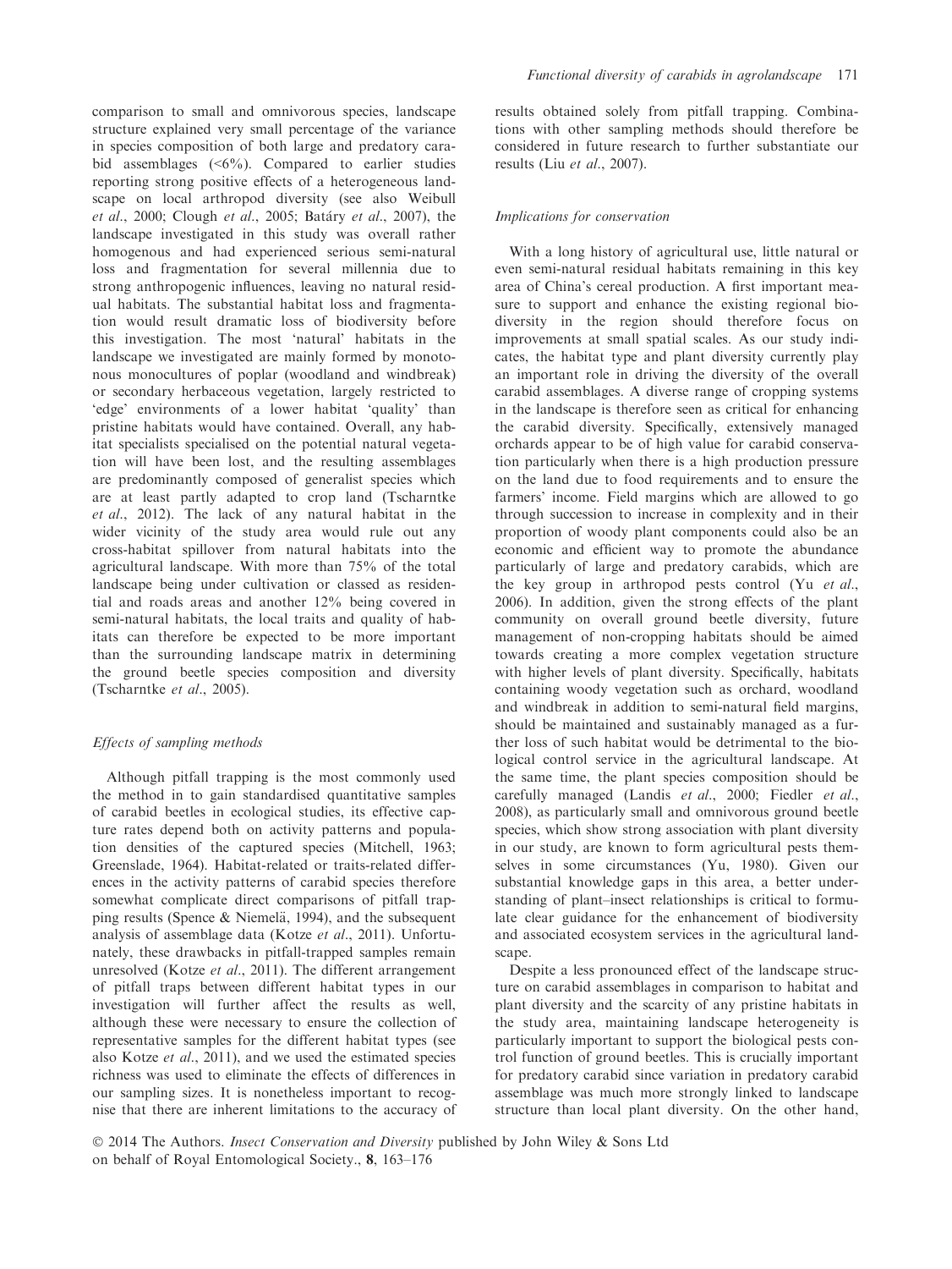comparison to small and omnivorous species, landscape structure explained very small percentage of the variance in species composition of both large and predatory carabid assemblages (<6%). Compared to earlier studies reporting strong positive effects of a heterogeneous landscape on local arthropod diversity (see also Weibull *et al*., 2000; Clough *et al*., 2005; Batáry *et al*., 2007), the landscape investigated in this study was overall rather homogenous and had experienced serious semi-natural loss and fragmentation for several millennia due to strong anthropogenic influences, leaving no natural residual habitats. The substantial habitat loss and fragmentation would result dramatic loss of biodiversity before this investigation. The most 'natural' habitats in the landscape we investigated are mainly formed by monotonous monocultures of poplar (woodland and windbreak) or secondary herbaceous vegetation, largely restricted to 'edge' environments of a lower habitat 'quality' than pristine habitats would have contained. Overall, any habitat specialists specialised on the potential natural vegetation will have been lost, and the resulting assemblages are predominantly composed of generalist species which are at least partly adapted to crop land (Tscharntke *et al*., 2012). The lack of any natural habitat in the wider vicinity of the study area would rule out any cross-habitat spillover from natural habitats into the agricultural landscape. With more than 75% of the total landscape being under cultivation or classed as residential and roads areas and another 12% being covered in semi-natural habitats, the local traits and quality of habitats can therefore be expected to be more important than the surrounding landscape matrix in determining the ground beetle species composition and diversity (Tscharntke *et al*., 2005).

### *Effects of sampling methods*

Although pitfall trapping is the most commonly used the method in to gain standardised quantitative samples of carabid beetles in ecological studies, its effective capture rates depend both on activity patterns and population densities of the captured species (Mitchell, 1963; Greenslade, 1964). Habitat-related or traits-related differences in the activity patterns of carabid species therefore somewhat complicate direct comparisons of pitfall trapping results (Spence & Niemelä, 1994), and the subsequent analysis of assemblage data (Kotze *et al*., 2011). Unfortunately, these drawbacks in pitfall-trapped samples remain unresolved (Kotze *et al*., 2011). The different arrangement of pitfall traps between different habitat types in our investigation will further affect the results as well, although these were necessary to ensure the collection of representative samples for the different habitat types (see also Kotze *et al*., 2011), and we used the estimated species richness was used to eliminate the effects of differences in our sampling sizes. It is nonetheless important to recognise that there are inherent limitations to the accuracy of results obtained solely from pitfall trapping. Combinations with other sampling methods should therefore be considered in future research to further substantiate our results (Liu *et al*., 2007).

### *Implications for conservation*

With a long history of agricultural use, little natural or even semi-natural residual habitats remaining in this key area of China's cereal production. A first important measure to support and enhance the existing regional biodiversity in the region should therefore focus on improvements at small spatial scales. As our study indicates, the habitat type and plant diversity currently play an important role in driving the diversity of the overall carabid assemblages. A diverse range of cropping systems in the landscape is therefore seen as critical for enhancing the carabid diversity. Specifically, extensively managed orchards appear to be of high value for carabid conservation particularly when there is a high production pressure on the land due to food requirements and to ensure the farmers' income. Field margins which are allowed to go through succession to increase in complexity and in their proportion of woody plant components could also be an economic and efficient way to promote the abundance particularly of large and predatory carabids, which are the key group in arthropod pests control (Yu *et al*., 2006). In addition, given the strong effects of the plant community on overall ground beetle diversity, future management of non-cropping habitats should be aimed towards creating a more complex vegetation structure with higher levels of plant diversity. Specifically, habitats containing woody vegetation such as orchard, woodland and windbreak in addition to semi-natural field margins, should be maintained and sustainably managed as a further loss of such habitat would be detrimental to the biological control service in the agricultural landscape. At the same time, the plant species composition should be carefully managed (Landis *et al*., 2000; Fiedler *et al*., 2008), as particularly small and omnivorous ground beetle species, which show strong association with plant diversity in our study, are known to form agricultural pests themselves in some circumstances (Yu, 1980). Given our substantial knowledge gaps in this area, a better understanding of plant–insect relationships is critical to formulate clear guidance for the enhancement of biodiversity and associated ecosystem services in the agricultural landscape.

Despite a less pronounced effect of the landscape structure on carabid assemblages in comparison to habitat and plant diversity and the scarcity of any pristine habitats in the study area, maintaining landscape heterogeneity is particularly important to support the biological pests control function of ground beetles. This is crucially important for predatory carabid since variation in predatory carabid assemblage was much more strongly linked to landscape structure than local plant diversity. On the other hand,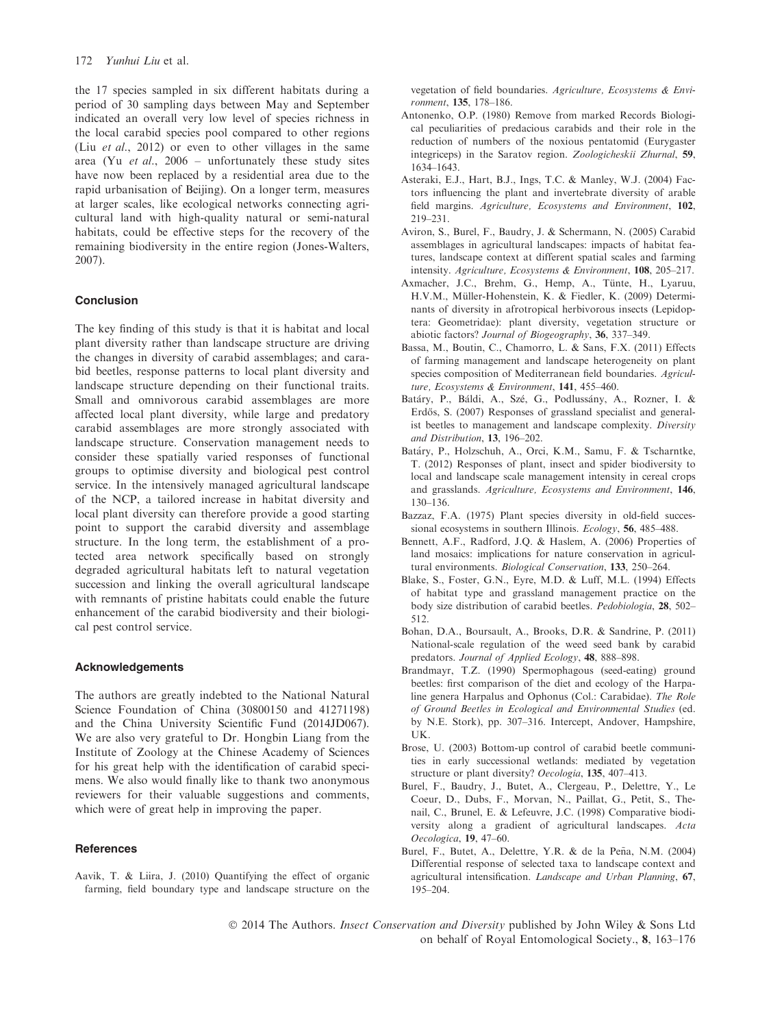the 17 species sampled in six different habitats during a period of 30 sampling days between May and September indicated an overall very low level of species richness in the local carabid species pool compared to other regions (Liu *et al.*, 2012) or even to other villages in the same area (Yu *et al.*, 2006 – unfortunately these study sites have now been replaced by a residential area due to the rapid urbanisation of Beijing). On a longer term, measures at larger scales, like ecological networks connecting agricultural land with high-quality natural or semi-natural habitats, could be effective steps for the recovery of the remaining biodiversity in the entire region (Jones-Walters, 2007).

## Conclusion

The key finding of this study is that it is habitat and local plant diversity rather than landscape structure are driving the changes in diversity of carabid assemblages; and carabid beetles, response patterns to local plant diversity and landscape structure depending on their functional traits. Small and omnivorous carabid assemblages are more affected local plant diversity, while large and predatory carabid assemblages are more strongly associated with landscape structure. Conservation management needs to consider these spatially varied responses of functional groups to optimise diversity and biological pest control service. In the intensively managed agricultural landscape of the NCP, a tailored increase in habitat diversity and local plant diversity can therefore provide a good starting point to support the carabid diversity and assemblage structure. In the long term, the establishment of a protected area network specifically based on strongly degraded agricultural habitats left to natural vegetation succession and linking the overall agricultural landscape with remnants of pristine habitats could enable the future enhancement of the carabid biodiversity and their biological pest control service.

## Acknowledgements

The authors are greatly indebted to the National Natural Science Foundation of China (30800150 and 41271198) and the China University Scientific Fund (2014JD067). We are also very grateful to Dr. Hongbin Liang from the Institute of Zoology at the Chinese Academy of Sciences for his great help with the identification of carabid specimens. We also would finally like to thank two anonymous reviewers for their valuable suggestions and comments, which were of great help in improving the paper.

## References

Aavik, T. & Liira, J. (2010) Quantifying the effect of organic farming, field boundary type and landscape structure on the vegetation of field boundaries. *Agriculture, Ecosystems & Environment*, **135**, 178–186.

Antonenko, O.P. (1980) Remove from marked Records Biological peculiarities of predacious carabids and their role in the reduction of numbers of the noxious pentatomid (Eurygaster integriceps) in the Saratov region. *Zoologicheskii Zhurnal*, **59**, 1634–1643.

Asteraki, E.J., Hart, B.J., Ings, T.C. & Manley, W.J. (2004) Factors influencing the plant and invertebrate diversity of arable field margins. *Agriculture, Ecosystems and Environment*, **102**, 219–231.

Aviron, S., Burel, F., Baudry, J. & Schermann, N. (2005) Carabid assemblages in agricultural landscapes: impacts of habitat features, landscape context at different spatial scales and farming intensity. *Agriculture, Ecosystems & Environment*, **108**, 205–217.

Axmacher, J.C., Brehm, G., Hemp, A., Tünte, H., Lyaruu, H.V.M., Müller-Hohenstein, K. & Fiedler, K. (2009) Determinants of diversity in afrotropical herbivorous insects (Lepidoptera: Geometridae): plant diversity, vegetation structure or abiotic factors? *Journal of Biogeography*, **36**, 337–349.

Bassa, M., Boutin, C., Chamorro, L. & Sans, F.X. (2011) Effects of farming management and landscape heterogeneity on plant species composition of Mediterranean field boundaries. *Agriculture, Ecosystems & Environment*, **141**, 455–460.

Batáry, P., Báldi, A., Szé, G., Podlussány, A., Rozner, I. & Erdős, S. (2007) Responses of grassland specialist and generalist beetles to management and landscape complexity. *Diversity and Distribution*, **13**, 196–202.

Batáry, P., Holzschuh, A., Orci, K.M., Samu, F. & Tscharntke, T. (2012) Responses of plant, insect and spider biodiversity to local and landscape scale management intensity in cereal crops and grasslands. *Agriculture, Ecosystems and Environment*, **146**, 130–136.

Bazzaz, F.A. (1975) Plant species diversity in old-field successional ecosystems in southern Illinois. *Ecology*, **56**, 485–488.

Bennett, A.F., Radford, J.Q. & Haslem, A. (2006) Properties of land mosaics: implications for nature conservation in agricultural environments. *Biological Conservation*, **133**, 250–264.

Blake, S., Foster, G.N., Eyre, M.D. & Luff, M.L. (1994) Effects of habitat type and grassland management practice on the body size distribution of carabid beetles. *Pedobiologia*, **28**, 502–512.

Bohan, D.A., Boursault, A., Brooks, D.R. & Sandrine, P. (2011) National-scale regulation of the weed seed bank by carabid predators. *Journal of Applied Ecology*, **48**, 888–898.

Brandmayr, T.Z. (1990) Spermophagous (seed-eating) ground beetles: first comparison of the diet and ecology of the Harpaline genera Harpalus and Ophonus (Col.: Carabidae). *The Role of Ground Beetles in Ecological and Environmental Studies* (ed. by N.E. Stork), pp. 307–316. Intercept, Andover, Hampshire, UK.

Brose, U. (2003) Bottom-up control of carabid beetle communities in early successional wetlands: mediated by vegetation structure or plant diversity? *Oecologia*, **135**, 407–413.

Burel, F., Baudry, J., Butet, A., Clergeau, P., Delettre, Y., Le Coeur, D., Dubs, F., Morvan, N., Paillat, G., Petit, S., Thenail, C., Brunel, E. & Lefeuvre, J.C. (1998) Comparative biodiversity along a gradient of agricultural landscapes. *Acta Oecologica*, **19**, 47–60.

Burel, F., Butet, A., Delettre, Y.R. & de la Peña, N.M. (2004) Differential response of selected taxa to landscape context and agricultural intensification. *Landscape and Urban Planning*, **67**, 195–204.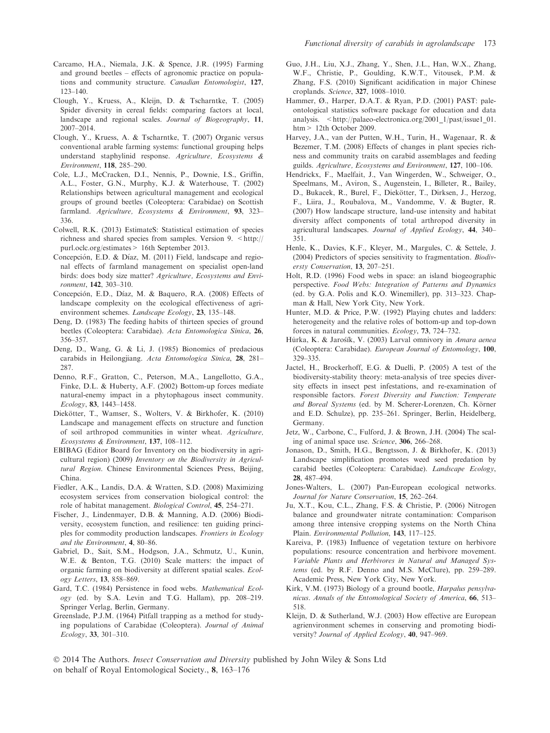Carcamo, H.A., Niemala, J.K. & Spence, J.R. (1995) Farming and ground beetles – effects of agronomic practice on populations and community structure. *Canadian Entomologist*, **127**, 123–140.

Clough, Y., Kruess, A., Kleijn, D. & Tscharntke, T. (2005) Spider diversity in cereal fields: comparing factors at local, landscape and regional scales. *Journal of Biogeography*, **11**, 2007–2014.

Clough, Y., Kruess, A. & Tscharntke, T. (2007) Organic versus conventional arable farming systems: functional grouping helps understand staphylinid response. *Agriculture, Ecosystems & Environment*, **118**, 285–290.

Cole, L.J., McCracken, D.I., Nennis, P., Downie, I.S., Griffin, A.L., Foster, G.N., Murphy, K.J. & Waterhouse, T. (2002) Relationships between agricultural management and ecological groups of ground beetles (Coleoptera: Carabidae) on Scottish farmland. *Agriculture, Ecosystems & Environment*, **93**, 323–336.

Colwell, R.K. (2013) EstimateS: Statistical estimation of species richness and shared species from samples. Version 9. < http://purl.oclc.org/estimates > 16th September 2013.

Concepción, E.D. & Díaz, M. (2011) Field, landscape and regional effects of farmland management on specialist open-land birds: does body size matter? *Agriculture, Ecosystems and Environment*, **142**, 303–310.

Concepción, E.D., Díaz, M. & Baquero, R.A. (2008) Effects of landscape complexity on the ecological effectiveness of agri-environment schemes. *Landscape Ecology*, **23**, 135–148.

Deng, D. (1983) The feeding habits of thirteen species of ground beetles (Coleoptera: Carabidae). *Acta Entomologica Sinica*, **26**, 356–357.

Deng, D., Wang, G. & Li, J. (1985) Bionomics of predacious carabids in Heilongjiang. *Acta Entomologica Sinica*, **28**, 281–287.

Denno, R.F., Gratton, C., Peterson, M.A., Langellotto, G.A., Finke, D.L. & Huberty, A.F. (2002) Bottom-up forces mediate natural-enemy impact in a phytophagous insect community. *Ecology*, **83**, 1443–1458.

Diekötter, T., Wamser, S., Wolters, V. & Birkhofer, K. (2010) Landscape and management effects on structure and function of soil arthropod communities in winter wheat. *Agriculture, Ecosystems & Environment*, **137**, 108–112.

EBIBAG (Editor Board for Inventory on the biodiversity in agricultural region) (2009) *Inventory on the Biodiversity in Agricultural Region*. Chinese Environmental Sciences Press, Beijing, China.

Fiedler, A.K., Landis, D.A. & Wratten, S.D. (2008) Maximizing ecosystem services from conservation biological control: the role of habitat management. *Biological Control*, **45**, 254–271.

Fischer, J., Lindenmayer, D.B. & Manning, A.D. (2006) Biodiversity, ecosystem function, and resilience: ten guiding principles for commodity production landscapes. *Frontiers in Ecology and the Environment*, **4**, 80–86.

Gabriel, D., Sait, S.M., Hodgson, J.A., Schmutz, U., Kunin, W.E. & Benton, T.G. (2010) Scale matters: the impact of organic farming on biodiversity at different spatial scales. *Ecology Letters*, **13**, 858–869.

Gard, T.C. (1984) Persistence in food webs. *Mathematical Ecology* (ed. by S.A. Levin and T.G. Hallam), pp. 208–219. Springer Verlag, Berlin, Germany.

Greenslade, P.J.M. (1964) Pitfall trapping as a method for studying populations of Carabidae (Coleoptera). *Journal of Animal Ecology*, **33**, 301–310.

Guo, J.H., Liu, X.J., Zhang, Y., Shen, J.L., Han, W.X., Zhang, W.F., Christie, P., Goulding, K.W.T., Vitousek, P.M. & Zhang, F.S. (2010) Significant acidification in major Chinese croplands. *Science*, **327**, 1008–1010.

Hammer, Ø., Harper, D.A.T. & Ryan, P.D. (2001) PAST: paleontological statistics software package for education and data analysis. < http://palaeo-electronica.org/2001_1/past/issue1_01.htm > 12th October 2009.

Harvey, J.A., van der Putten, W.H., Turin, H., Wagenaar, R. & Bezemer, T.M. (2008) Effects of changes in plant species richness and community traits on carabid assemblages and feeding guilds. *Agriculture, Ecosystems and Environment*, **127**, 100–106.

Hendrickx, F., Maelfait, J., Van Wingerden, W., Schweiger, O., Speelmans, M., Aviron, S., Augenstein, I., Billeter, R., Bailey, D., Bukacek, R., Burel, F., Diekötter, T., Dirksen, J., Herzog, F., Liira, J., Roubalova, M., Vandomme, V. & Bugter, R. (2007) How landscape structure, land-use intensity and habitat diversity affect components of total arthropod diversity in agricultural landscapes. *Journal of Applied Ecology*, **44**, 340–351.

Henle, K., Davies, K.F., Kleyer, M., Margules, C. & Settele, J. (2004) Predictors of species sensitivity to fragmentation. *Biodiversty Conservation*, **13**, 207–251.

Holt, R.D. (1996) Food webs in space: an island biogeographic perspective. *Food Webs: Integration of Patterns and Dynamics* (ed. by G.A. Polis and K.O. Winemiller), pp. 313–323. Chapman & Hall, New York City, New York.

Hunter, M.D. & Price, P.W. (1992) Playing chutes and ladders: heterogeneity and the relative roles of bottom-up and top-down forces in natural communities. *Ecology*, **73**, 724–732.

Hůrka, K. & Jarošík, V. (2003) Larval omnivory in *Amara aenea* (Coleoptera: Carabidae). *European Journal of Entomology*, **100**, 329–335.

Jactel, H., Brockerhoff, E.G. & Duelli, P. (2005) A test of the biodiversity-stability theory: meta-analysis of tree species diversity effects in insect pest infestations, and re-examination of responsible factors. *Forest Diversity and Function: Temperate and Boreal Systems* (ed. by M. Scherer-Lorenzen, Ch. Körner and E.D. Schulze), pp. 235–261. Springer, Berlin, Heidelberg, Germany.

Jetz, W., Carbone, C., Fulford, J. & Brown, J.H. (2004) The scaling of animal space use. *Science*, **306**, 266–268.

Jonason, D., Smith, H.G., Bengtsson, J. & Birkhofer, K. (2013) Landscape simplification promotes weed seed predation by carabid beetles (Coleoptera: Carabidae). *Landscape Ecology*, **28**, 487–494.

Jones-Walters, L. (2007) Pan-European ecological networks. *Journal for Nature Conservation*, **15**, 262–264.

Ju, X.T., Kou, C.L., Zhang, F.S. & Christie, P. (2006) Nitrogen balance and groundwater nitrate contamination: Comparison among three intensive cropping systems on the North China Plain. *Environmental Pollution*, **143**, 117–125.

Kareiva, P. (1983) Influence of vegetation texture on herbivore populations: resource concentration and herbivore movement. *Variable Plants and Herbivores in Natural and Managed Systems* (ed. by R.F. Denno and M.S. McClure), pp. 259–289. Academic Press, New York City, New York.

Kirk, V.M. (1973) Biology of a ground bootle, *Harpalus pensylvanicus*. *Annals of the Entomological Society of America*, **66**, 513–518.

Kleijn, D. & Sutherland, W.J. (2003) How effective are European agrienvironment schemes in conserving and promoting biodiversity? *Journal of Applied Ecology*, **40**, 947–969.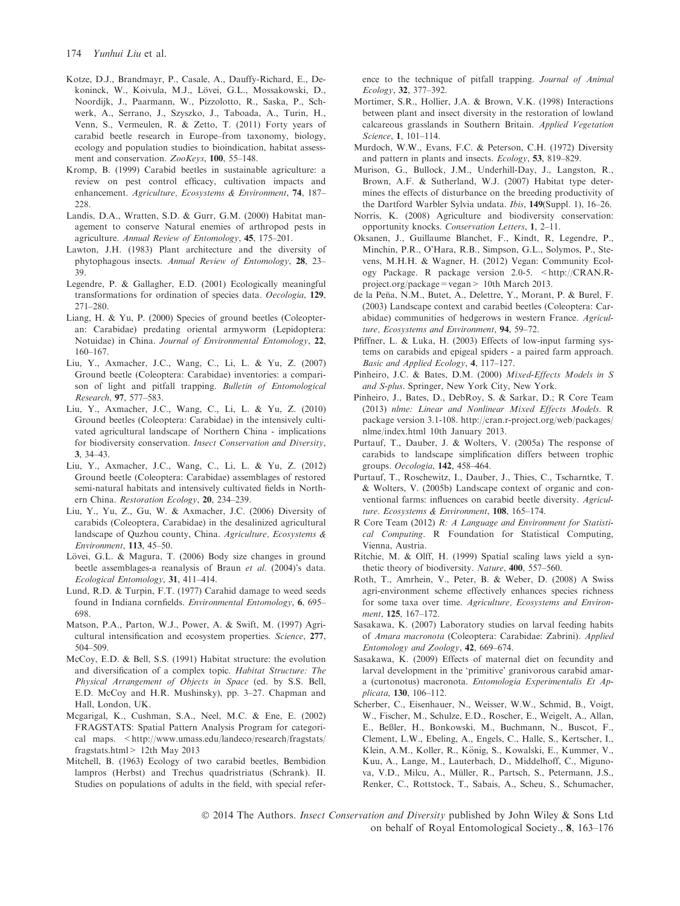Kotze, D.J., Brandmayr, P., Casale, A., Dauffy-Richard, E., Dekoninck, W., Koivula, M.J., Lövei, G.L., Mossakowski, D., Noordijk, J., Paarmann, W., Pizzolotto, R., Saska, P., Schwerk, A., Serrano, J., Szyszko, J., Taboada, A., Turin, H., Venn, S., Vermeulen, R. & Zetto, T. (2011) Forty years of carabid beetle research in Europe–from taxonomy, biology, ecology and population studies to bioindication, habitat assessment and conservation. *ZooKeys*, **100**, 55–148.

Kromp, B. (1999) Carabid beetles in sustainable agriculture: a review on pest control efficacy, cultivation impacts and enhancement. *Agriculture, Ecosystems & Environment*, **74**, 187–228.

Landis, D.A., Wratten, S.D. & Gurr, G.M. (2000) Habitat management to conserve Natural enemies of arthropod pests in agriculture. *Annual Review of Entomology*, **45**, 175–201.

Lawton, J.H. (1983) Plant architecture and the diversity of phytophagous insects. *Annual Review of Entomology*, **28**, 23–39.

Legendre, P. & Gallagher, E.D. (2001) Ecologically meaningful transformations for ordination of species data. *Oecologia*, **129**, 271–280.

Liang, H. & Yu, P. (2000) Species of ground beetles (Coleopteran: Carabidae) predating oriental armyworm (Lepidoptera: Notuidae) in China. *Journal of Environmental Entomology*, **22**, 160–167.

Liu, Y., Axmacher, J.C., Wang, C., Li, L. & Yu, Z. (2007) Ground beetle (Coleoptera: Carabidae) inventories: a comparison of light and pitfall trapping. *Bulletin of Entomological Research*, **97**, 577–583.

Liu, Y., Axmacher, J.C., Wang, C., Li, L. & Yu, Z. (2010) Ground beetles (Coleoptera: Carabidae) in the intensively cultivated agricultural landscape of Northern China - implications for biodiversity conservation. *Insect Conservation and Diversity*, **3**, 34–43.

Liu, Y., Axmacher, J.C., Wang, C., Li, L. & Yu, Z. (2012) Ground beetle (Coleoptera: Carabidae) assemblages of restored semi-natural habitats and intensively cultivated fields in Northern China. *Restoration Ecology*, **20**, 234–239.

Liu, Y., Yu, Z., Gu, W. & Axmacher, J.C. (2006) Diversity of carabids (Coleoptera, Carabidae) in the desalinized agricultural landscape of Quzhou county, China. *Agriculture, Ecosystems & Environment*, **113**, 45–50.

Lövei, G.L. & Magura, T. (2006) Body size changes in ground beetle assemblages-a reanalysis of Braun *et al.* (2004)'s data. *Ecological Entomology*, **31**, 411–414.

Lund, R.D. & Turpin, F.T. (1977) Carahid damage to weed seeds found in Indiana cornfields. *Environmental Entomology*, **6**, 695–698.

Matson, P.A., Parton, W.J., Power, A. & Swift, M. (1997) Agricultural intensification and ecosystem properties. *Science*, **277**, 504–509.

McCoy, E.D. & Bell, S.S. (1991) Habitat structure: the evolution and diversification of a complex topic. *Habitat Structure: The Physical Arrangement of Objects in Space* (ed. by S.S. Bell, E.D. McCoy and H.R. Mushinsky), pp. 3–27. Chapman and Hall, London, UK.

Mcgarigal, K., Cushman, S.A., Neel, M.C. & Ene, E. (2002) FRAGSTATS: Spatial Pattern Analysis Program for categorical maps. <http://www.umass.edu/landeco/research/fragstats/fragstats.html> 12th May 2013

Mitchell, B. (1963) Ecology of two carabid beetles, Bembidion lampros (Herbst) and Trechus quadristriatus (Schrank). II. Studies on populations of adults in the field, with special reference to the technique of pitfall trapping. *Journal of Animal Ecology*, **32**, 377–392.

Mortimer, S.R., Hollier, J.A. & Brown, V.K. (1998) Interactions between plant and insect diversity in the restoration of lowland calcareous grasslands in Southern Britain. *Applied Vegetation Science*, **1**, 101–114.

Murdoch, W.W., Evans, F.C. & Peterson, C.H. (1972) Diversity and pattern in plants and insects. *Ecology*, **53**, 819–829.

Murison, G., Bullock, J.M., Underhill-Day, J., Langston, R., Brown, A.F. & Sutherland, W.J. (2007) Habitat type determines the effects of disturbance on the breeding productivity of the Dartford Warbler Sylvia undata. *Ibis*, **149**(Suppl. 1), 16–26.

Norris, K. (2008) Agriculture and biodiversity conservation: opportunity knocks. *Conservation Letters*, **1**, 2–11.

Oksanen, J., Guillaume Blanchet, F., Kindt, R, Legendre, P., Minchin, P.R., O'Hara, R.B., Simpson, G.L., Solymos, P., Stevens, M.H.H. & Wagner, H. (2012) Vegan: Community Ecology Package. R package version 2.0-5. <http://CRAN.R-project.org/package=vegan> 10th March 2013.

de la Peña, N.M., Butet, A., Delettre, Y., Morant, P. & Burel, F. (2003) Landscape context and carabid beetles (Coleoptera: Carabidae) communities of hedgerows in western France. *Agriculture, Ecosystems and Environment*, **94**, 59–72.

Pfiffner, L. & Luka, H. (2003) Effects of low-input farming systems on carabids and epigeal spiders - a paired farm approach. *Basic and Applied Ecology*, **4**, 117–127.

Pinheiro, J.C. & Bates, D.M. (2000) *Mixed-Effects Models in S and S-plus*. Springer, New York City, New York.

Pinheiro, J., Bates, D., DebRoy, S. & Sarkar, D.; R Core Team (2013) *nlme: Linear and Nonlinear Mixed Effects Models*. R package version 3.1-108. http://cran.r-project.org/web/packages/nlme/index.html 10th January 2013.

Purtauf, T., Dauber, J. & Wolters, V. (2005a) The response of carabids to landscape simplification differs between trophic groups. *Oecologia*, **142**, 458–464.

Purtauf, T., Roschewitz, I., Dauber, J., Thies, C., Tscharntke, T. & Wolters, V. (2005b) Landscape context of organic and conventional farms: influences on carabid beetle diversity. *Agriculture. Ecosystems & Environment*, **108**, 165–174.

R Core Team (2012) *R: A Language and Environment for Statistical Computing*. R Foundation for Statistical Computing, Vienna, Austria.

Ritchie, M. & Olff, H. (1999) Spatial scaling laws yield a synthetic theory of biodiversity. *Nature*, **400**, 557–560.

Roth, T., Amrhein, V., Peter, B. & Weber, D. (2008) A Swiss agri-environment scheme effectively enhances species richness for some taxa over time. *Agriculture, Ecosystems and Environment*, **125**, 167–172.

Sasakawa, K. (2007) Laboratory studies on larval feeding habits of *Amara macronota* (Coleoptera: Carabidae: Zabrini). *Applied Entomology and Zoology*, **42**, 669–674.

Sasakawa, K. (2009) Effects of maternal diet on fecundity and larval development in the 'primitive' granivorous carabid amara (curtonotus) macronota. *Entomologia Experimentalis Et Applicata*, **130**, 106–112.

Scherber, C., Eisenhauer, N., Weisser, W.W., Schmid, B., Voigt, W., Fischer, M., Schulze, E.D., Roscher, E., Weigelt, A., Allan, E., Beßler, H., Bonkowski, M., Buchmann, N., Buscot, F., Clement, L.W., Ebeling, A., Engels, C., Halle, S., Kertscher, I., Klein, A.M., Koller, R., König, S., Kowalski, E., Kummer, V., Kuu, A., Lange, M., Lauterbach, D., Middelhoff, C., Migunova, V.D., Milcu, A., Müller, R., Partsch, S., Petermann, J.S., Renker, C., Rottstock, T., Sabais, A., Scheu, S., Schumacher,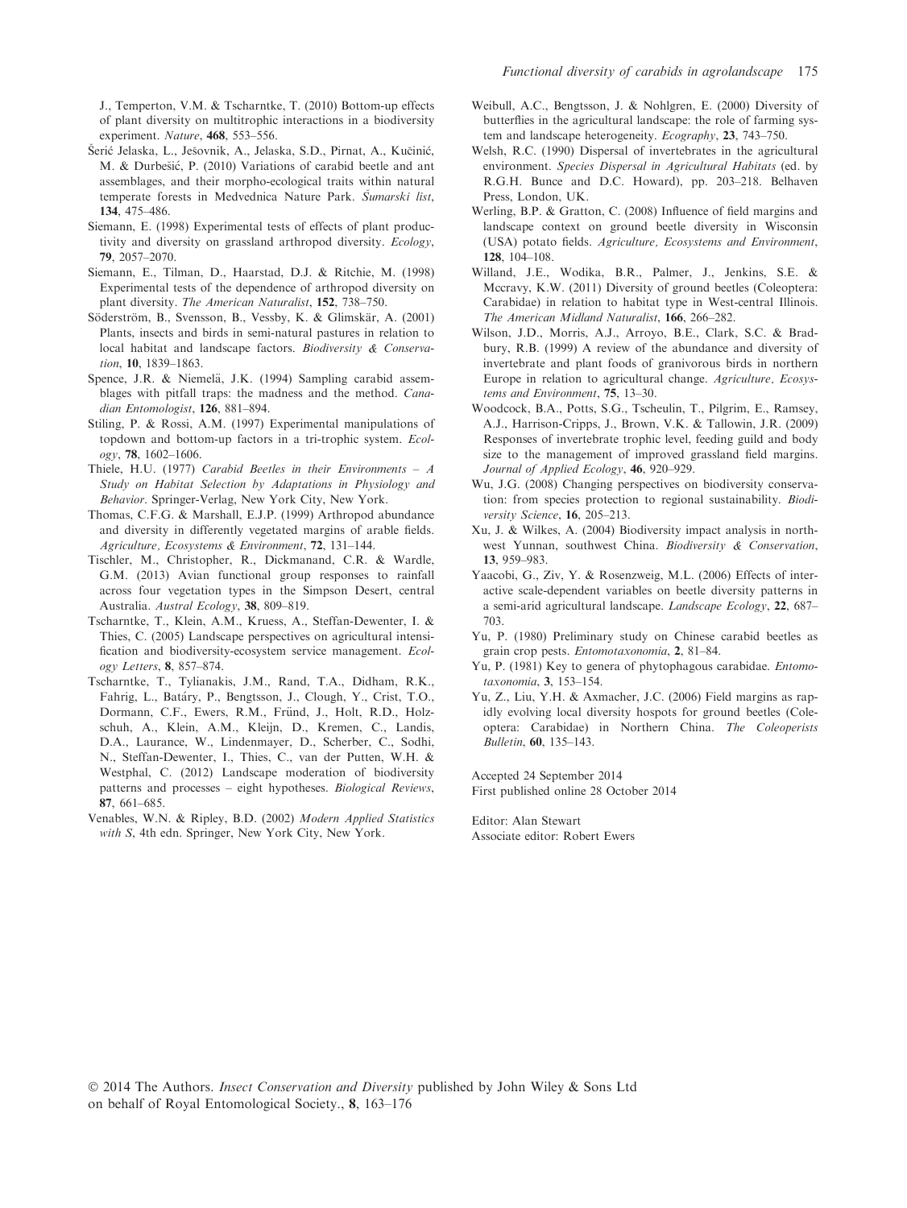J., Temperton, V.M. & Tscharntke, T. (2010) Bottom-up effects of plant diversity on multitrophic interactions in a biodiversity experiment. *Nature*, **468**, 553–556.

Šerić Jelaska, L., Ješovnik, A., Jelaska, S.D., Pirnat, A., Kučinić, M. & Durbešić, P. (2010) Variations of carabid beetle and ant assemblages, and their morpho-ecological traits within natural temperate forests in Medvednica Nature Park. *Šumarski list*, **134**, 475–486.

Siemann, E. (1998) Experimental tests of effects of plant productivity and diversity on grassland arthropod diversity. *Ecology*, **79**, 2057–2070.

Siemann, E., Tilman, D., Haarstad, D.J. & Ritchie, M. (1998) Experimental tests of the dependence of arthropod diversity on plant diversity. *The American Naturalist*, **152**, 738–750.

Söderström, B., Svensson, B., Vessby, K. & Glimskär, A. (2001) Plants, insects and birds in semi-natural pastures in relation to local habitat and landscape factors. *Biodiversity & Conservation*, **10**, 1839–1863.

Spence, J.R. & Niemelä, J.K. (1994) Sampling carabid assemblages with pitfall traps: the madness and the method. *Canadian Entomologist*, **126**, 881–894.

Stiling, P. & Rossi, A.M. (1997) Experimental manipulations of topdown and bottom-up factors in a tri-trophic system. *Ecology*, **78**, 1602–1606.

Thiele, H.U. (1977) *Carabid Beetles in their Environments – A Study on Habitat Selection by Adaptations in Physiology and Behavior*. Springer-Verlag, New York City, New York.

Thomas, C.F.G. & Marshall, E.J.P. (1999) Arthropod abundance and diversity in differently vegetated margins of arable fields. *Agriculture, Ecosystems & Environment*, **72**, 131–144.

Tischler, M., Christopher, R., Dickmanand, C.R. & Wardle, G.M. (2013) Avian functional group responses to rainfall across four vegetation types in the Simpson Desert, central Australia. *Austral Ecology*, **38**, 809–819.

Tscharntke, T., Klein, A.M., Kruess, A., Steffan-Dewenter, I. & Thies, C. (2005) Landscape perspectives on agricultural intensification and biodiversity-ecosystem service management. *Ecology Letters*, **8**, 857–874.

Tscharntke, T., Tylianakis, J.M., Rand, T.A., Didham, R.K., Fahrig, L., Batáry, P., Bengtsson, J., Clough, Y., Crist, T.O., Dormann, C.F., Ewers, R.M., Fründ, J., Holt, R.D., Holzschuh, A., Klein, A.M., Kleijn, D., Kremen, C., Landis, D.A., Laurance, W., Lindenmayer, D., Scherber, C., Sodhi, N., Steffan-Dewenter, I., Thies, C., van der Putten, W.H. & Westphal, C. (2012) Landscape moderation of biodiversity patterns and processes – eight hypotheses. *Biological Reviews*, **87**, 661–685.

Venables, W.N. & Ripley, B.D. (2002) *Modern Applied Statistics with S*, 4th edn. Springer, New York City, New York.

Weibull, A.C., Bengtsson, J. & Nohlgren, E. (2000) Diversity of butterflies in the agricultural landscape: the role of farming system and landscape heterogeneity. *Ecography*, **23**, 743–750.

Welsh, R.C. (1990) Dispersal of invertebrates in the agricultural environment. *Species Dispersal in Agricultural Habitats* (ed. by R.G.H. Bunce and D.C. Howard), pp. 203–218. Belhaven Press, London, UK.

Werling, B.P. & Gratton, C. (2008) Influence of field margins and landscape context on ground beetle diversity in Wisconsin (USA) potato fields. *Agriculture, Ecosystems and Environment*, **128**, 104–108.

Willand, J.E., Wodika, B.R., Palmer, J., Jenkins, S.E. & Mccravy, K.W. (2011) Diversity of ground beetles (Coleoptera: Carabidae) in relation to habitat type in West-central Illinois. *The American Midland Naturalist*, **166**, 266–282.

Wilson, J.D., Morris, A.J., Arroyo, B.E., Clark, S.C. & Bradbury, R.B. (1999) A review of the abundance and diversity of invertebrate and plant foods of granivorous birds in northern Europe in relation to agricultural change. *Agriculture, Ecosystems and Environment*, **75**, 13–30.

Woodcock, B.A., Potts, S.G., Tscheulin, T., Pilgrim, E., Ramsey, A.J., Harrison-Cripps, J., Brown, V.K. & Tallowin, J.R. (2009) Responses of invertebrate trophic level, feeding guild and body size to the management of improved grassland field margins. *Journal of Applied Ecology*, **46**, 920–929.

Wu, J.G. (2008) Changing perspectives on biodiversity conservation: from species protection to regional sustainability. *Biodiversity Science*, **16**, 205–213.

Xu, J. & Wilkes, A. (2004) Biodiversity impact analysis in northwest Yunnan, southwest China. *Biodiversity & Conservation*, **13**, 959–983.

Yaacobi, G., Ziv, Y. & Rosenzweig, M.L. (2006) Effects of interactive scale-dependent variables on beetle diversity patterns in a semi-arid agricultural landscape. *Landscape Ecology*, **22**, 687–703.

Yu, P. (1980) Preliminary study on Chinese carabid beetles as grain crop pests. *Entomotaxonomia*, **2**, 81–84.

Yu, P. (1981) Key to genera of phytophagous carabidae. *Entomotaxonomia*, **3**, 153–154.

Yu, Z., Liu, Y.H. & Axmacher, J.C. (2006) Field margins as rapidly evolving local diversity hospots for ground beetles (Coleoptera: Carabidae) in Northern China. *The Coleoperists Bulletin*, **60**, 135–143.

Accepted 24 September 2014
First published online 28 October 2014

Editor: Alan Stewart
Associate editor: Robert Ewers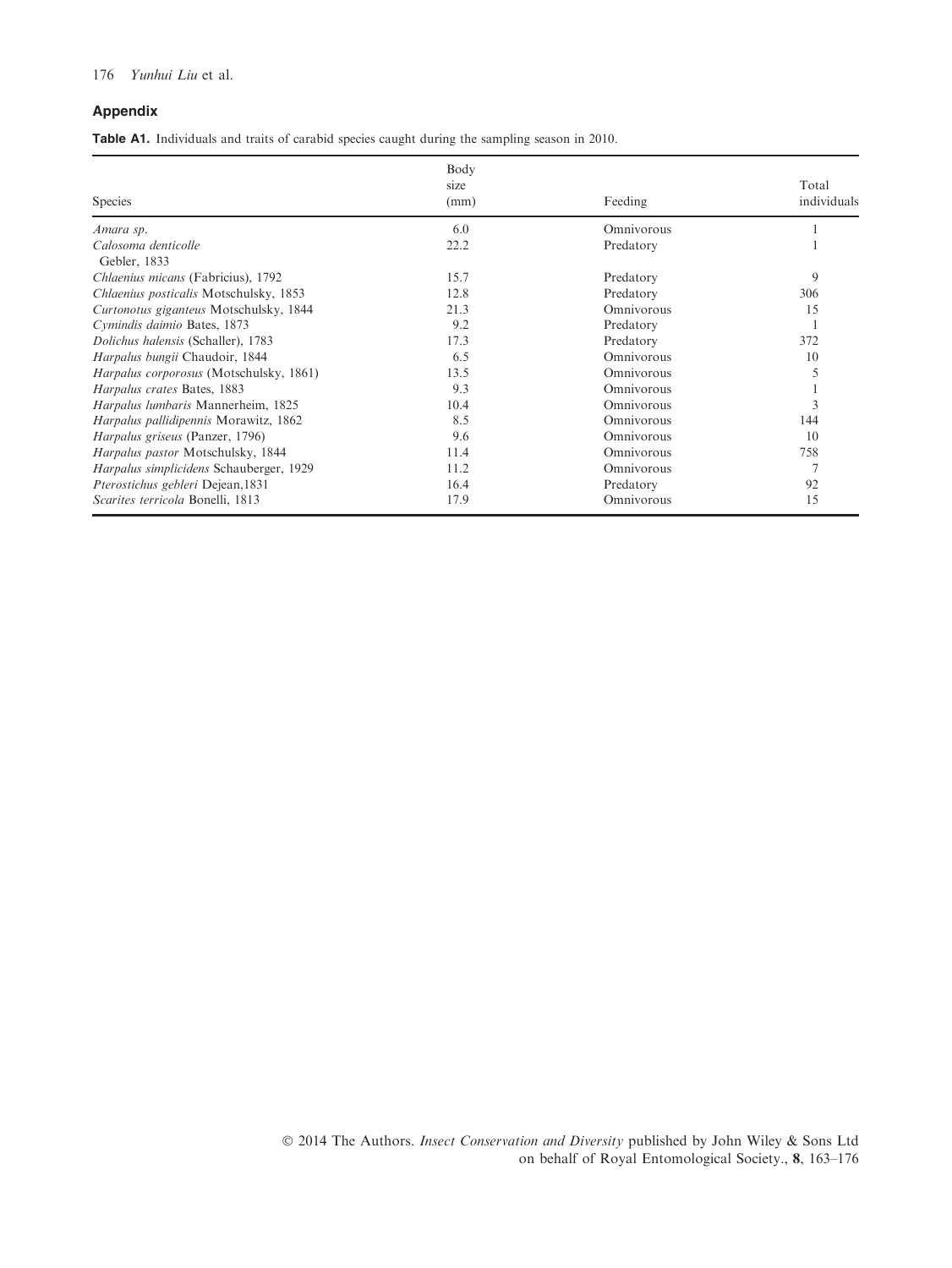## Appendix

**Table A1.** Individuals and traits of carabid species caught during the sampling season in 2010.

| Species | Body size (mm) | Feeding | Total individuals |
|---|---|---|---|
| *Amara sp.* | 6.0 | Omnivorous | 1 |
| *Calosoma denticolle* Gebler, 1833 | 22.2 | Predatory | 1 |
| *Chlaenius micans* (Fabricius), 1792 | 15.7 | Predatory | 9 |
| *Chlaenius posticalis* Motschulsky, 1853 | 12.8 | Predatory | 306 |
| *Curtonotus giganteus* Motschulsky, 1844 | 21.3 | Omnivorous | 15 |
| *Cymindis daimio* Bates, 1873 | 9.2 | Predatory | 1 |
| *Dolichus halensis* (Schaller), 1783 | 17.3 | Predatory | 372 |
| *Harpalus bungii* Chaudoir, 1844 | 6.5 | Omnivorous | 10 |
| *Harpalus corporosus* (Motschulsky, 1861) | 13.5 | Omnivorous | 5 |
| *Harpalus crates* Bates, 1883 | 9.3 | Omnivorous | 1 |
| *Harpalus lumbaris* Mannerheim, 1825 | 10.4 | Omnivorous | 3 |
| *Harpalus pallidipennis* Morawitz, 1862 | 8.5 | Omnivorous | 144 |
| *Harpalus griseus* (Panzer, 1796) | 9.6 | Omnivorous | 10 |
| *Harpalus pastor* Motschulsky, 1844 | 11.4 | Omnivorous | 758 |
| *Harpalus simplicidens* Schauberger, 1929 | 11.2 | Omnivorous | 7 |
| *Pterostichus gebleri* Dejean,1831 | 16.4 | Predatory | 92 |
| *Scarites terricola* Bonelli, 1813 | 17.9 | Omnivorous | 15 |